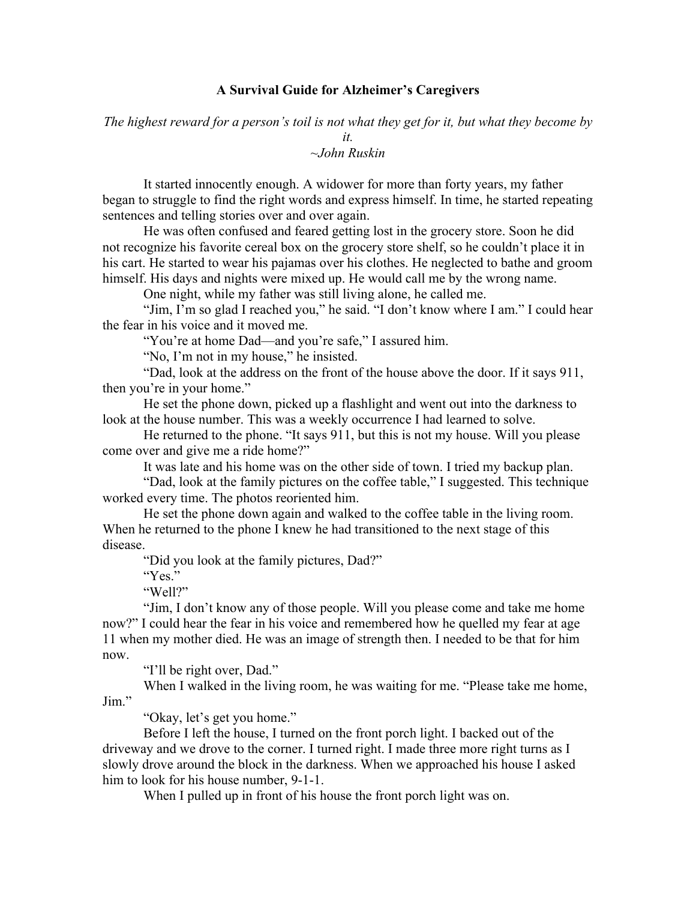# A Survival Guide for Alzheimer's Caregivers

*The highest reward for a person's toil is not what they get for it, but what they become by it.*
*~John Ruskin*

It started innocently enough. A widower for more than forty years, my father began to struggle to find the right words and express himself. In time, he started repeating sentences and telling stories over and over again.

He was often confused and feared getting lost in the grocery store. Soon he did not recognize his favorite cereal box on the grocery store shelf, so he couldn't place it in his cart. He started to wear his pajamas over his clothes. He neglected to bathe and groom himself. His days and nights were mixed up. He would call me by the wrong name.

One night, while my father was still living alone, he called me.

"Jim, I'm so glad I reached you," he said. "I don't know where I am." I could hear the fear in his voice and it moved me.

"You're at home Dad—and you're safe," I assured him.

"No, I'm not in my house," he insisted.

"Dad, look at the address on the front of the house above the door. If it says 911, then you're in your home."

He set the phone down, picked up a flashlight and went out into the darkness to look at the house number. This was a weekly occurrence I had learned to solve.

He returned to the phone. "It says 911, but this is not my house. Will you please come over and give me a ride home?"

It was late and his home was on the other side of town. I tried my backup plan.

"Dad, look at the family pictures on the coffee table," I suggested. This technique worked every time. The photos reoriented him.

He set the phone down again and walked to the coffee table in the living room. When he returned to the phone I knew he had transitioned to the next stage of this disease.

"Did you look at the family pictures, Dad?"

"Yes."

"Well?"

"Jim, I don't know any of those people. Will you please come and take me home now?" I could hear the fear in his voice and remembered how he quelled my fear at age 11 when my mother died. He was an image of strength then. I needed to be that for him now.

"I'll be right over, Dad."

When I walked in the living room, he was waiting for me. "Please take me home, Jim."

"Okay, let's get you home."

Before I left the house, I turned on the front porch light. I backed out of the driveway and we drove to the corner. I turned right. I made three more right turns as I slowly drove around the block in the darkness. When we approached his house I asked him to look for his house number, 9-1-1.

When I pulled up in front of his house the front porch light was on.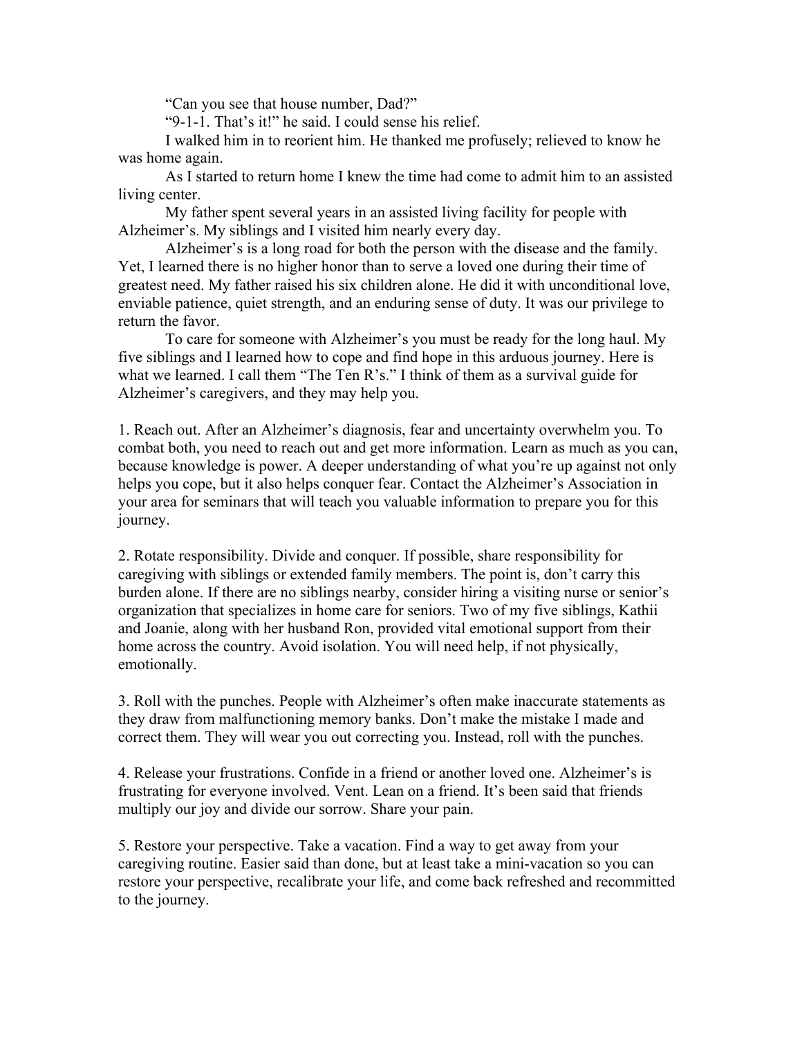"Can you see that house number, Dad?"

"9-1-1. That's it!" he said. I could sense his relief.

I walked him in to reorient him. He thanked me profusely; relieved to know he was home again.

As I started to return home I knew the time had come to admit him to an assisted living center.

My father spent several years in an assisted living facility for people with Alzheimer's. My siblings and I visited him nearly every day.

Alzheimer's is a long road for both the person with the disease and the family. Yet, I learned there is no higher honor than to serve a loved one during their time of greatest need. My father raised his six children alone. He did it with unconditional love, enviable patience, quiet strength, and an enduring sense of duty. It was our privilege to return the favor.

To care for someone with Alzheimer's you must be ready for the long haul. My five siblings and I learned how to cope and find hope in this arduous journey. Here is what we learned. I call them "The Ten R's." I think of them as a survival guide for Alzheimer's caregivers, and they may help you.

1. Reach out. After an Alzheimer's diagnosis, fear and uncertainty overwhelm you. To combat both, you need to reach out and get more information. Learn as much as you can, because knowledge is power. A deeper understanding of what you're up against not only helps you cope, but it also helps conquer fear. Contact the Alzheimer's Association in your area for seminars that will teach you valuable information to prepare you for this journey.

2. Rotate responsibility. Divide and conquer. If possible, share responsibility for caregiving with siblings or extended family members. The point is, don't carry this burden alone. If there are no siblings nearby, consider hiring a visiting nurse or senior's organization that specializes in home care for seniors. Two of my five siblings, Kathii and Joanie, along with her husband Ron, provided vital emotional support from their home across the country. Avoid isolation. You will need help, if not physically, emotionally.

3. Roll with the punches. People with Alzheimer's often make inaccurate statements as they draw from malfunctioning memory banks. Don't make the mistake I made and correct them. They will wear you out correcting you. Instead, roll with the punches.

4. Release your frustrations. Confide in a friend or another loved one. Alzheimer's is frustrating for everyone involved. Vent. Lean on a friend. It's been said that friends multiply our joy and divide our sorrow. Share your pain.

5. Restore your perspective. Take a vacation. Find a way to get away from your caregiving routine. Easier said than done, but at least take a mini-vacation so you can restore your perspective, recalibrate your life, and come back refreshed and recommitted to the journey.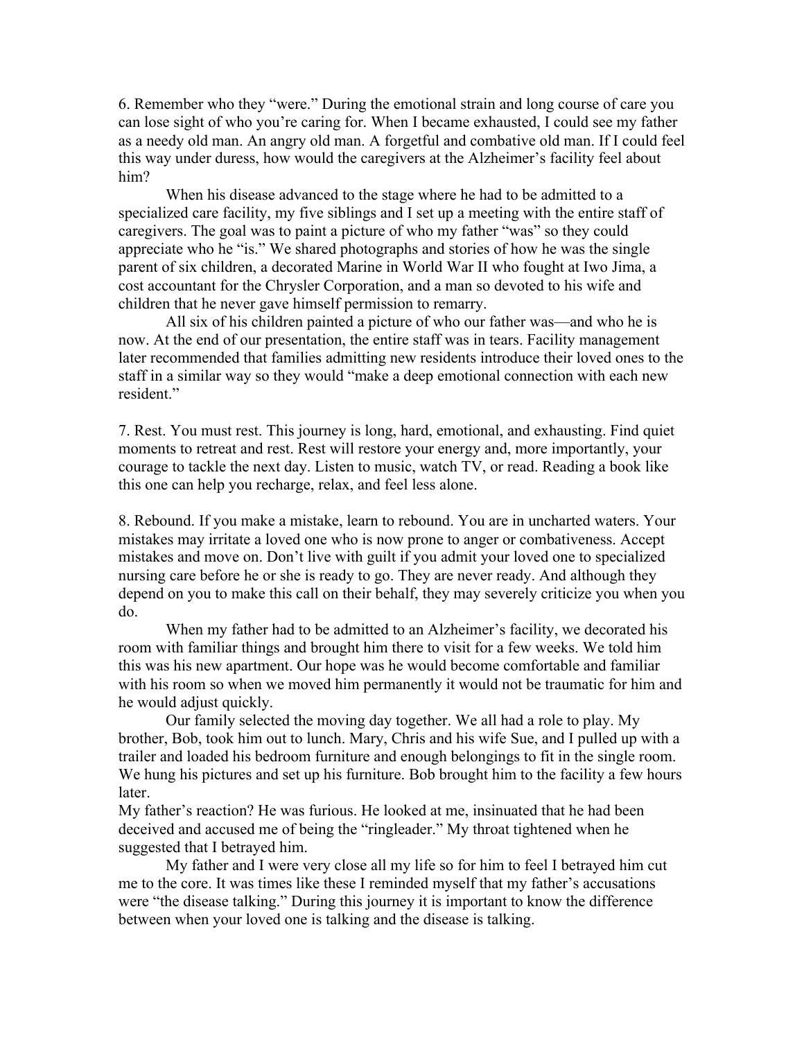6. Remember who they "were." During the emotional strain and long course of care you can lose sight of who you're caring for. When I became exhausted, I could see my father as a needy old man. An angry old man. A forgetful and combative old man. If I could feel this way under duress, how would the caregivers at the Alzheimer's facility feel about him?

When his disease advanced to the stage where he had to be admitted to a specialized care facility, my five siblings and I set up a meeting with the entire staff of caregivers. The goal was to paint a picture of who my father "was" so they could appreciate who he "is." We shared photographs and stories of how he was the single parent of six children, a decorated Marine in World War II who fought at Iwo Jima, a cost accountant for the Chrysler Corporation, and a man so devoted to his wife and children that he never gave himself permission to remarry.

All six of his children painted a picture of who our father was—and who he is now. At the end of our presentation, the entire staff was in tears. Facility management later recommended that families admitting new residents introduce their loved ones to the staff in a similar way so they would "make a deep emotional connection with each new resident."

7. Rest. You must rest. This journey is long, hard, emotional, and exhausting. Find quiet moments to retreat and rest. Rest will restore your energy and, more importantly, your courage to tackle the next day. Listen to music, watch TV, or read. Reading a book like this one can help you recharge, relax, and feel less alone.

8. Rebound. If you make a mistake, learn to rebound. You are in uncharted waters. Your mistakes may irritate a loved one who is now prone to anger or combativeness. Accept mistakes and move on. Don't live with guilt if you admit your loved one to specialized nursing care before he or she is ready to go. They are never ready. And although they depend on you to make this call on their behalf, they may severely criticize you when you do.

When my father had to be admitted to an Alzheimer's facility, we decorated his room with familiar things and brought him there to visit for a few weeks. We told him this was his new apartment. Our hope was he would become comfortable and familiar with his room so when we moved him permanently it would not be traumatic for him and he would adjust quickly.

Our family selected the moving day together. We all had a role to play. My brother, Bob, took him out to lunch. Mary, Chris and his wife Sue, and I pulled up with a trailer and loaded his bedroom furniture and enough belongings to fit in the single room. We hung his pictures and set up his furniture. Bob brought him to the facility a few hours later.

My father's reaction? He was furious. He looked at me, insinuated that he had been deceived and accused me of being the "ringleader." My throat tightened when he suggested that I betrayed him.

My father and I were very close all my life so for him to feel I betrayed him cut me to the core. It was times like these I reminded myself that my father's accusations were "the disease talking." During this journey it is important to know the difference between when your loved one is talking and the disease is talking.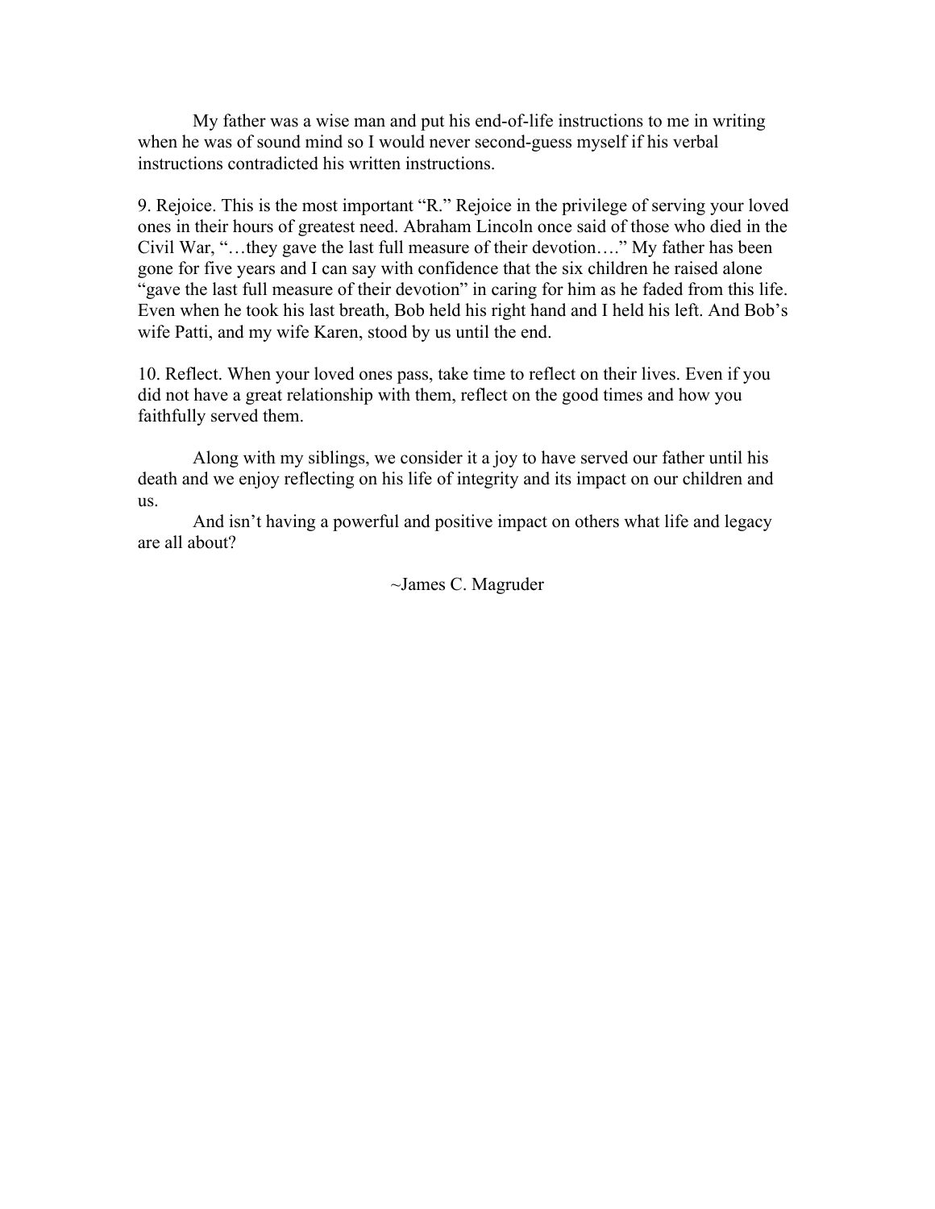My father was a wise man and put his end-of-life instructions to me in writing when he was of sound mind so I would never second-guess myself if his verbal instructions contradicted his written instructions.

9. Rejoice. This is the most important "R." Rejoice in the privilege of serving your loved ones in their hours of greatest need. Abraham Lincoln once said of those who died in the Civil War, "…they gave the last full measure of their devotion…." My father has been gone for five years and I can say with confidence that the six children he raised alone "gave the last full measure of their devotion" in caring for him as he faded from this life. Even when he took his last breath, Bob held his right hand and I held his left. And Bob's wife Patti, and my wife Karen, stood by us until the end.

10. Reflect. When your loved ones pass, take time to reflect on their lives. Even if you did not have a great relationship with them, reflect on the good times and how you faithfully served them.

Along with my siblings, we consider it a joy to have served our father until his death and we enjoy reflecting on his life of integrity and its impact on our children and us.

And isn't having a powerful and positive impact on others what life and legacy are all about?

~James C. Magruder